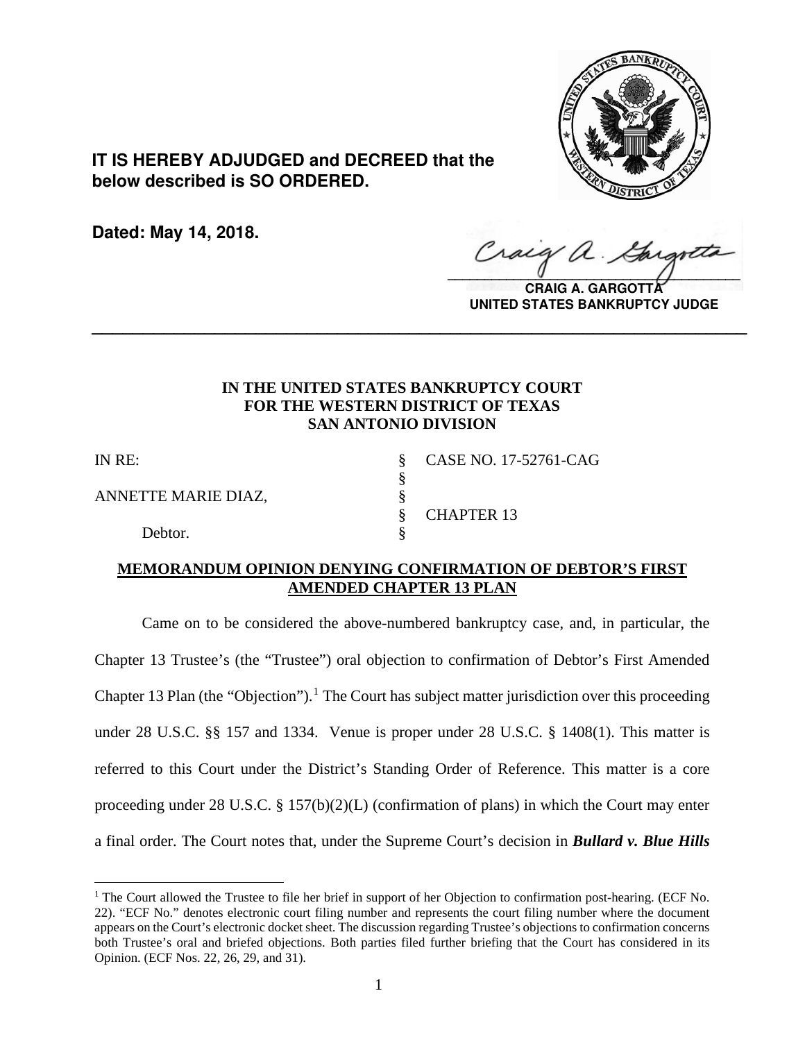**IT IS HEREBY ADJUDGED and DECREED that the below described is SO ORDERED.**

**Dated: May 14, 2018.**

**CRAIG A. GARGOTTA**
**UNITED STATES BANKRUPTCY JUDGE**

---

**IN THE UNITED STATES BANKRUPTCY COURT**
**FOR THE WESTERN DISTRICT OF TEXAS**
**SAN ANTONIO DIVISION**

| | | |
|---|---|---|
| IN RE: | § | CASE NO. 17-52761-CAG |
| | § | |
| ANNETTE MARIE DIAZ, | § | |
| | § | CHAPTER 13 |
| Debtor. | § | |

**MEMORANDUM OPINION DENYING CONFIRMATION OF DEBTOR'S FIRST AMENDED CHAPTER 13 PLAN**

Came on to be considered the above-numbered bankruptcy case, and, in particular, the Chapter 13 Trustee's (the "Trustee") oral objection to confirmation of Debtor's First Amended Chapter 13 Plan (the "Objection").[1] The Court has subject matter jurisdiction over this proceeding under 28 U.S.C. §§ 157 and 1334. Venue is proper under 28 U.S.C. § 1408(1). This matter is referred to this Court under the District's Standing Order of Reference. This matter is a core proceeding under 28 U.S.C. § 157(b)(2)(L) (confirmation of plans) in which the Court may enter a final order. The Court notes that, under the Supreme Court's decision in ***Bullard v. Blue Hills***

---

[1] The Court allowed the Trustee to file her brief in support of her Objection to confirmation post-hearing. (ECF No. 22). "ECF No." denotes electronic court filing number and represents the court filing number where the document appears on the Court's electronic docket sheet. The discussion regarding Trustee's objections to confirmation concerns both Trustee's oral and briefed objections. Both parties filed further briefing that the Court has considered in its Opinion. (ECF Nos. 22, 26, 29, and 31).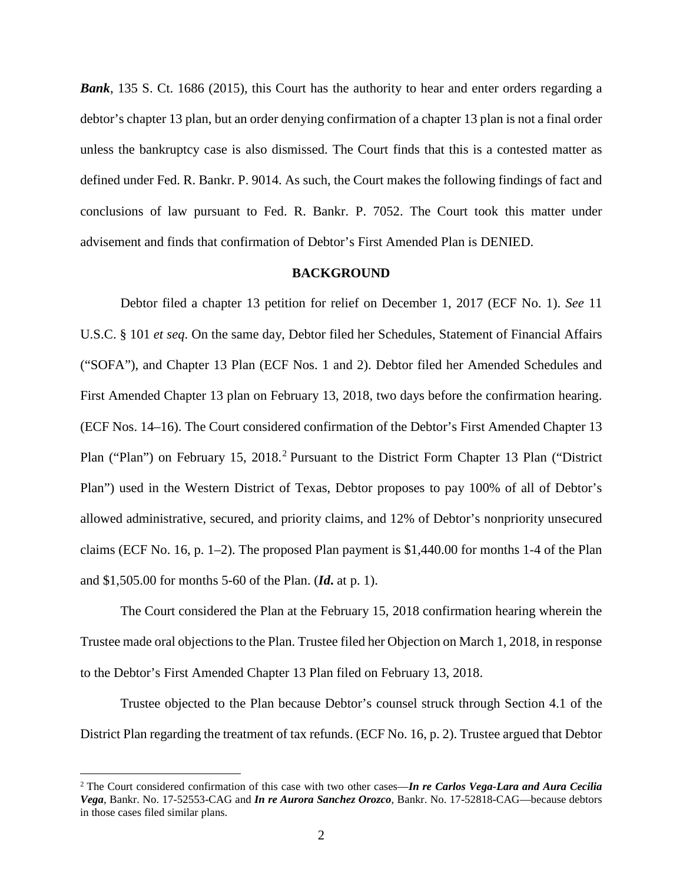***Bank***, 135 S. Ct. 1686 (2015), this Court has the authority to hear and enter orders regarding a debtor's chapter 13 plan, but an order denying confirmation of a chapter 13 plan is not a final order unless the bankruptcy case is also dismissed. The Court finds that this is a contested matter as defined under Fed. R. Bankr. P. 9014. As such, the Court makes the following findings of fact and conclusions of law pursuant to Fed. R. Bankr. P. 7052. The Court took this matter under advisement and finds that confirmation of Debtor's First Amended Plan is DENIED.

**BACKGROUND**

Debtor filed a chapter 13 petition for relief on December 1, 2017 (ECF No. 1). *See* 11 U.S.C. § 101 *et seq*. On the same day, Debtor filed her Schedules, Statement of Financial Affairs ("SOFA"), and Chapter 13 Plan (ECF Nos. 1 and 2). Debtor filed her Amended Schedules and First Amended Chapter 13 plan on February 13, 2018, two days before the confirmation hearing. (ECF Nos. 14–16). The Court considered confirmation of the Debtor's First Amended Chapter 13 Plan ("Plan") on February 15, 2018.[2] Pursuant to the District Form Chapter 13 Plan ("District Plan") used in the Western District of Texas, Debtor proposes to pay 100% of all of Debtor's allowed administrative, secured, and priority claims, and 12% of Debtor's nonpriority unsecured claims (ECF No. 16, p. 1–2). The proposed Plan payment is $1,440.00 for months 1-4 of the Plan and $1,505.00 for months 5-60 of the Plan. (***Id.*** at p. 1).

The Court considered the Plan at the February 15, 2018 confirmation hearing wherein the Trustee made oral objections to the Plan. Trustee filed her Objection on March 1, 2018, in response to the Debtor's First Amended Chapter 13 Plan filed on February 13, 2018.

Trustee objected to the Plan because Debtor's counsel struck through Section 4.1 of the District Plan regarding the treatment of tax refunds. (ECF No. 16, p. 2). Trustee argued that Debtor

---

[2] The Court considered confirmation of this case with two other cases—***In re Carlos Vega-Lara and Aura Cecilia Vega***, Bankr. No. 17-52553-CAG and ***In re Aurora Sanchez Orozco***, Bankr. No. 17-52818-CAG—because debtors in those cases filed similar plans.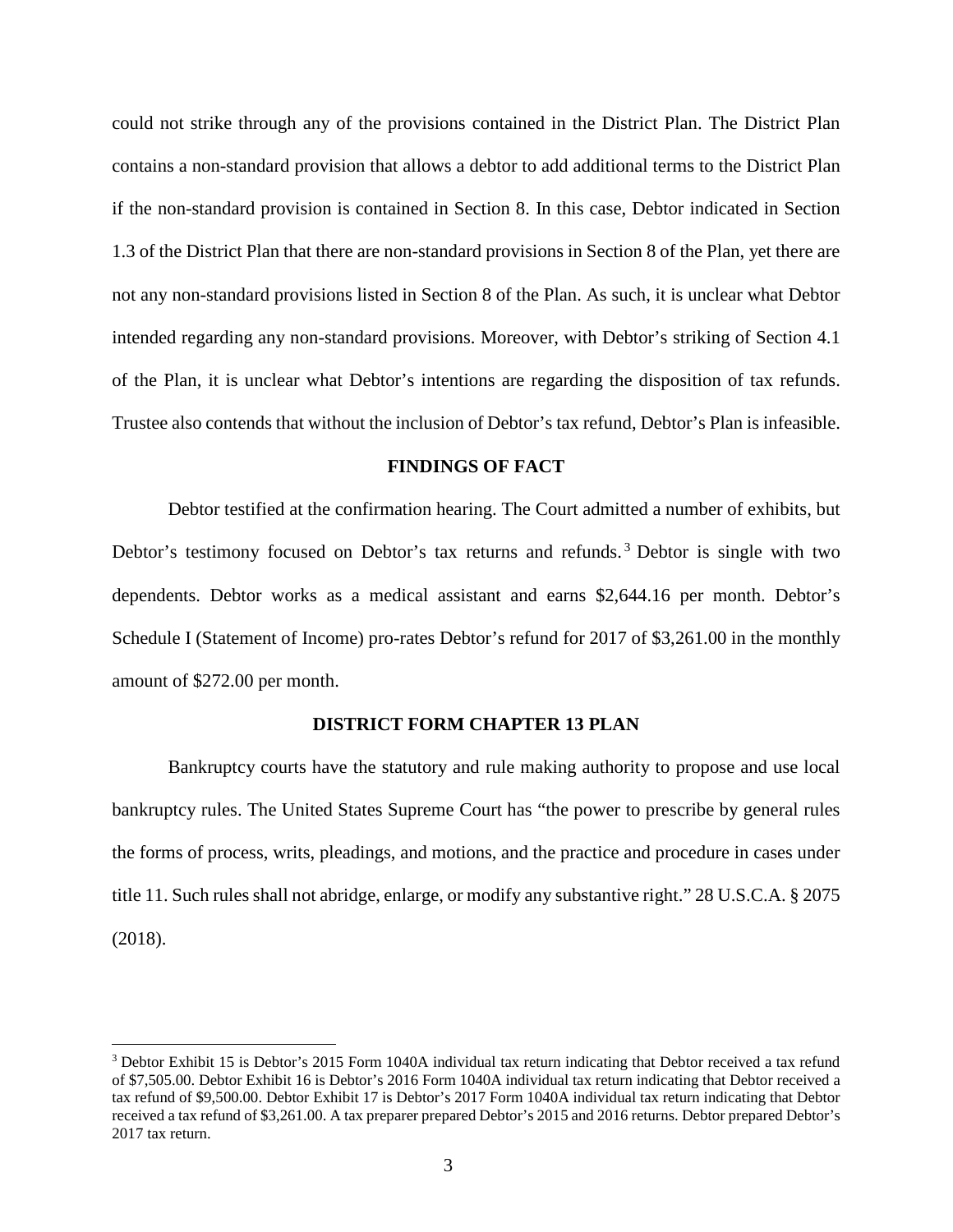could not strike through any of the provisions contained in the District Plan. The District Plan contains a non-standard provision that allows a debtor to add additional terms to the District Plan if the non-standard provision is contained in Section 8. In this case, Debtor indicated in Section 1.3 of the District Plan that there are non-standard provisions in Section 8 of the Plan, yet there are not any non-standard provisions listed in Section 8 of the Plan. As such, it is unclear what Debtor intended regarding any non-standard provisions. Moreover, with Debtor's striking of Section 4.1 of the Plan, it is unclear what Debtor's intentions are regarding the disposition of tax refunds. Trustee also contends that without the inclusion of Debtor's tax refund, Debtor's Plan is infeasible.

## FINDINGS OF FACT

Debtor testified at the confirmation hearing. The Court admitted a number of exhibits, but Debtor's testimony focused on Debtor's tax returns and refunds.[3] Debtor is single with two dependents. Debtor works as a medical assistant and earns $2,644.16 per month. Debtor's Schedule I (Statement of Income) pro-rates Debtor's refund for 2017 of $3,261.00 in the monthly amount of $272.00 per month.

## DISTRICT FORM CHAPTER 13 PLAN

Bankruptcy courts have the statutory and rule making authority to propose and use local bankruptcy rules. The United States Supreme Court has "the power to prescribe by general rules the forms of process, writs, pleadings, and motions, and the practice and procedure in cases under title 11. Such rules shall not abridge, enlarge, or modify any substantive right." 28 U.S.C.A. § 2075 (2018).

---

[3] Debtor Exhibit 15 is Debtor's 2015 Form 1040A individual tax return indicating that Debtor received a tax refund of $7,505.00. Debtor Exhibit 16 is Debtor's 2016 Form 1040A individual tax return indicating that Debtor received a tax refund of $9,500.00. Debtor Exhibit 17 is Debtor's 2017 Form 1040A individual tax return indicating that Debtor received a tax refund of $3,261.00. A tax preparer prepared Debtor's 2015 and 2016 returns. Debtor prepared Debtor's 2017 tax return.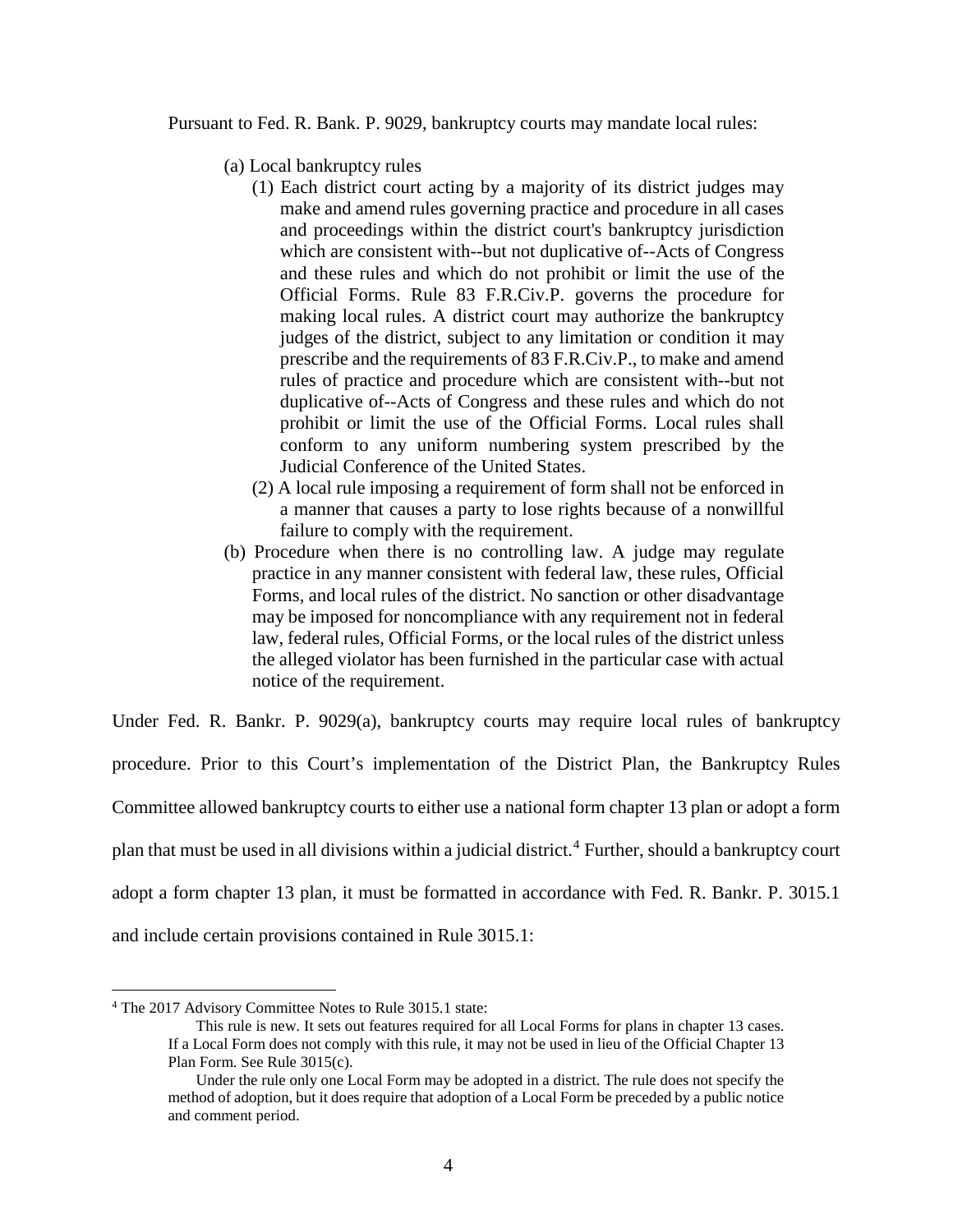Pursuant to Fed. R. Bank. P. 9029, bankruptcy courts may mandate local rules:

> (a) Local bankruptcy rules
>
> (1) Each district court acting by a majority of its district judges may make and amend rules governing practice and procedure in all cases and proceedings within the district court's bankruptcy jurisdiction which are consistent with--but not duplicative of--Acts of Congress and these rules and which do not prohibit or limit the use of the Official Forms. Rule 83 F.R.Civ.P. governs the procedure for making local rules. A district court may authorize the bankruptcy judges of the district, subject to any limitation or condition it may prescribe and the requirements of 83 F.R.Civ.P., to make and amend rules of practice and procedure which are consistent with--but not duplicative of--Acts of Congress and these rules and which do not prohibit or limit the use of the Official Forms. Local rules shall conform to any uniform numbering system prescribed by the Judicial Conference of the United States.
>
> (2) A local rule imposing a requirement of form shall not be enforced in a manner that causes a party to lose rights because of a nonwillful failure to comply with the requirement.
>
> (b) Procedure when there is no controlling law. A judge may regulate practice in any manner consistent with federal law, these rules, Official Forms, and local rules of the district. No sanction or other disadvantage may be imposed for noncompliance with any requirement not in federal law, federal rules, Official Forms, or the local rules of the district unless the alleged violator has been furnished in the particular case with actual notice of the requirement.

Under Fed. R. Bankr. P. 9029(a), bankruptcy courts may require local rules of bankruptcy procedure. Prior to this Court's implementation of the District Plan, the Bankruptcy Rules Committee allowed bankruptcy courts to either use a national form chapter 13 plan or adopt a form plan that must be used in all divisions within a judicial district.[4] Further, should a bankruptcy court adopt a form chapter 13 plan, it must be formatted in accordance with Fed. R. Bankr. P. 3015.1 and include certain provisions contained in Rule 3015.1:

---

[4] The 2017 Advisory Committee Notes to Rule 3015.1 state:

> This rule is new. It sets out features required for all Local Forms for plans in chapter 13 cases. If a Local Form does not comply with this rule, it may not be used in lieu of the Official Chapter 13 Plan Form. See Rule 3015(c).
>
> Under the rule only one Local Form may be adopted in a district. The rule does not specify the method of adoption, but it does require that adoption of a Local Form be preceded by a public notice and comment period.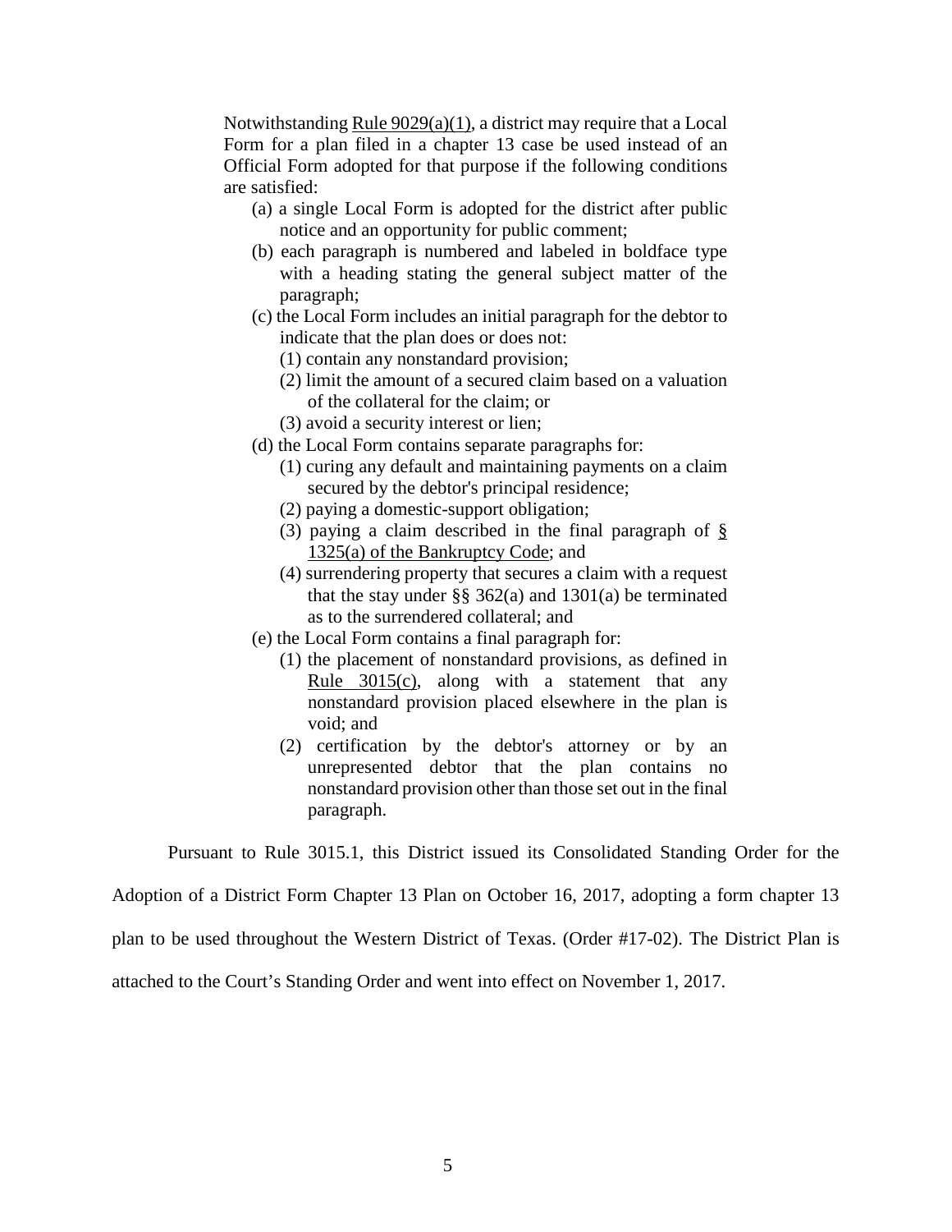> Notwithstanding Rule 9029(a)(1), a district may require that a Local Form for a plan filed in a chapter 13 case be used instead of an Official Form adopted for that purpose if the following conditions are satisfied:
>
> (a) a single Local Form is adopted for the district after public notice and an opportunity for public comment;
>
> (b) each paragraph is numbered and labeled in boldface type with a heading stating the general subject matter of the paragraph;
>
> (c) the Local Form includes an initial paragraph for the debtor to indicate that the plan does or does not:
>
> (1) contain any nonstandard provision;
>
> (2) limit the amount of a secured claim based on a valuation of the collateral for the claim; or
>
> (3) avoid a security interest or lien;
>
> (d) the Local Form contains separate paragraphs for:
>
> (1) curing any default and maintaining payments on a claim secured by the debtor's principal residence;
>
> (2) paying a domestic-support obligation;
>
> (3) paying a claim described in the final paragraph of § 1325(a) of the Bankruptcy Code; and
>
> (4) surrendering property that secures a claim with a request that the stay under §§ 362(a) and 1301(a) be terminated as to the surrendered collateral; and
>
> (e) the Local Form contains a final paragraph for:
>
> (1) the placement of nonstandard provisions, as defined in Rule 3015(c), along with a statement that any nonstandard provision placed elsewhere in the plan is void; and
>
> (2) certification by the debtor's attorney or by an unrepresented debtor that the plan contains no nonstandard provision other than those set out in the final paragraph.

Pursuant to Rule 3015.1, this District issued its Consolidated Standing Order for the Adoption of a District Form Chapter 13 Plan on October 16, 2017, adopting a form chapter 13 plan to be used throughout the Western District of Texas. (Order #17-02). The District Plan is attached to the Court's Standing Order and went into effect on November 1, 2017.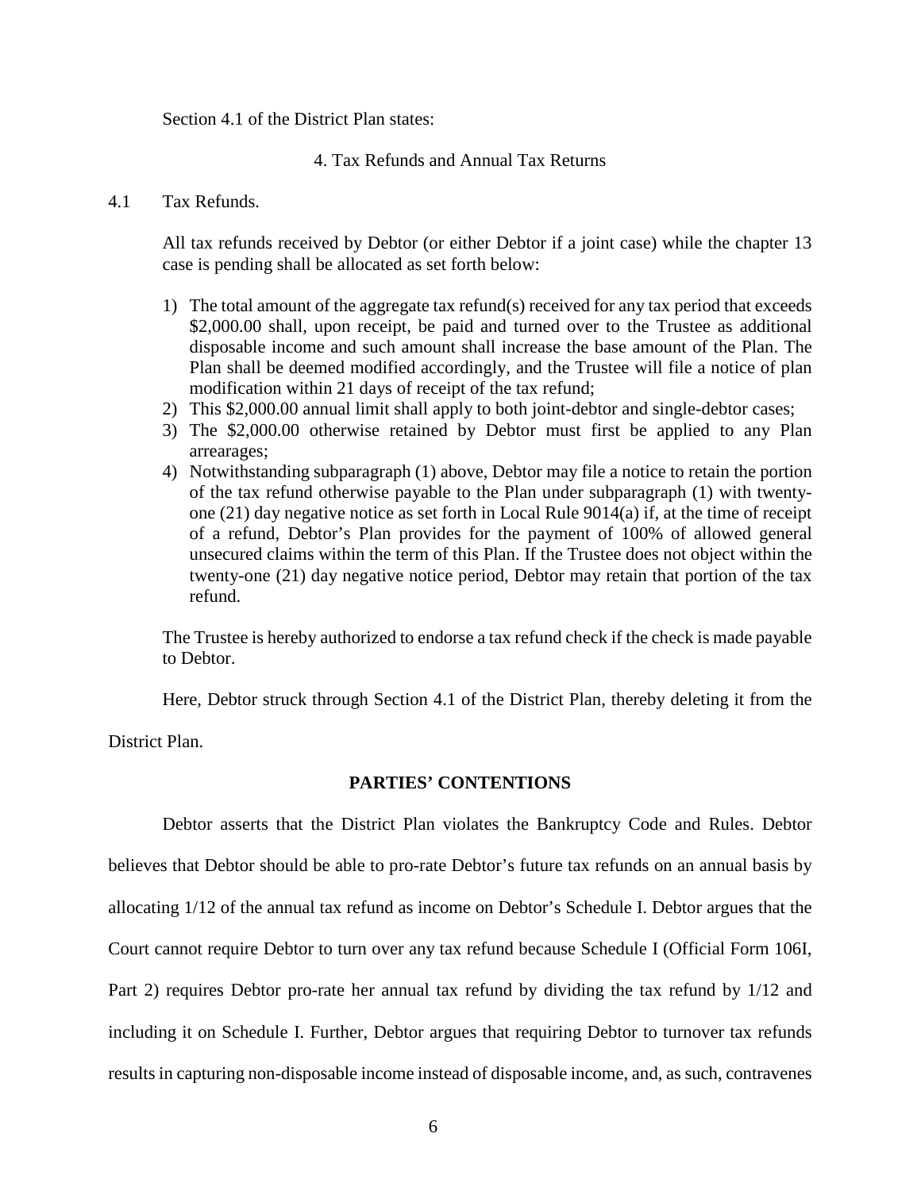Section 4.1 of the District Plan states:

4. Tax Refunds and Annual Tax Returns

4.1 Tax Refunds.

All tax refunds received by Debtor (or either Debtor if a joint case) while the chapter 13 case is pending shall be allocated as set forth below:

1) The total amount of the aggregate tax refund(s) received for any tax period that exceeds $2,000.00 shall, upon receipt, be paid and turned over to the Trustee as additional disposable income and such amount shall increase the base amount of the Plan. The Plan shall be deemed modified accordingly, and the Trustee will file a notice of plan modification within 21 days of receipt of the tax refund;
2) This $2,000.00 annual limit shall apply to both joint-debtor and single-debtor cases;
3) The $2,000.00 otherwise retained by Debtor must first be applied to any Plan arrearages;
4) Notwithstanding subparagraph (1) above, Debtor may file a notice to retain the portion of the tax refund otherwise payable to the Plan under subparagraph (1) with twenty-one (21) day negative notice as set forth in Local Rule 9014(a) if, at the time of receipt of a refund, Debtor's Plan provides for the payment of 100% of allowed general unsecured claims within the term of this Plan. If the Trustee does not object within the twenty-one (21) day negative notice period, Debtor may retain that portion of the tax refund.

The Trustee is hereby authorized to endorse a tax refund check if the check is made payable to Debtor.

Here, Debtor struck through Section 4.1 of the District Plan, thereby deleting it from the District Plan.

## PARTIES' CONTENTIONS

Debtor asserts that the District Plan violates the Bankruptcy Code and Rules. Debtor believes that Debtor should be able to pro-rate Debtor's future tax refunds on an annual basis by allocating 1/12 of the annual tax refund as income on Debtor's Schedule I. Debtor argues that the Court cannot require Debtor to turn over any tax refund because Schedule I (Official Form 106I, Part 2) requires Debtor pro-rate her annual tax refund by dividing the tax refund by 1/12 and including it on Schedule I. Further, Debtor argues that requiring Debtor to turnover tax refunds results in capturing non-disposable income instead of disposable income, and, as such, contravenes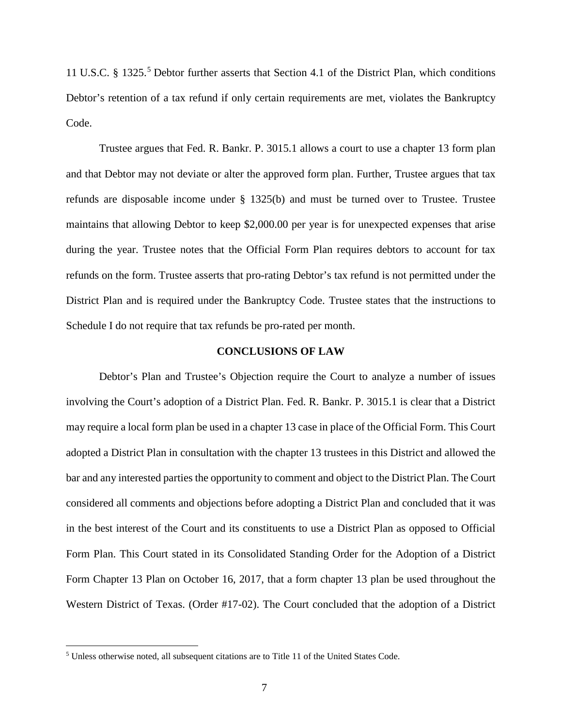11 U.S.C. § 1325.[5] Debtor further asserts that Section 4.1 of the District Plan, which conditions Debtor's retention of a tax refund if only certain requirements are met, violates the Bankruptcy Code.

Trustee argues that Fed. R. Bankr. P. 3015.1 allows a court to use a chapter 13 form plan and that Debtor may not deviate or alter the approved form plan. Further, Trustee argues that tax refunds are disposable income under § 1325(b) and must be turned over to Trustee. Trustee maintains that allowing Debtor to keep $2,000.00 per year is for unexpected expenses that arise during the year. Trustee notes that the Official Form Plan requires debtors to account for tax refunds on the form. Trustee asserts that pro-rating Debtor's tax refund is not permitted under the District Plan and is required under the Bankruptcy Code. Trustee states that the instructions to Schedule I do not require that tax refunds be pro-rated per month.

**CONCLUSIONS OF LAW**

Debtor's Plan and Trustee's Objection require the Court to analyze a number of issues involving the Court's adoption of a District Plan. Fed. R. Bankr. P. 3015.1 is clear that a District may require a local form plan be used in a chapter 13 case in place of the Official Form. This Court adopted a District Plan in consultation with the chapter 13 trustees in this District and allowed the bar and any interested parties the opportunity to comment and object to the District Plan. The Court considered all comments and objections before adopting a District Plan and concluded that it was in the best interest of the Court and its constituents to use a District Plan as opposed to Official Form Plan. This Court stated in its Consolidated Standing Order for the Adoption of a District Form Chapter 13 Plan on October 16, 2017, that a form chapter 13 plan be used throughout the Western District of Texas. (Order #17-02). The Court concluded that the adoption of a District

[5] Unless otherwise noted, all subsequent citations are to Title 11 of the United States Code.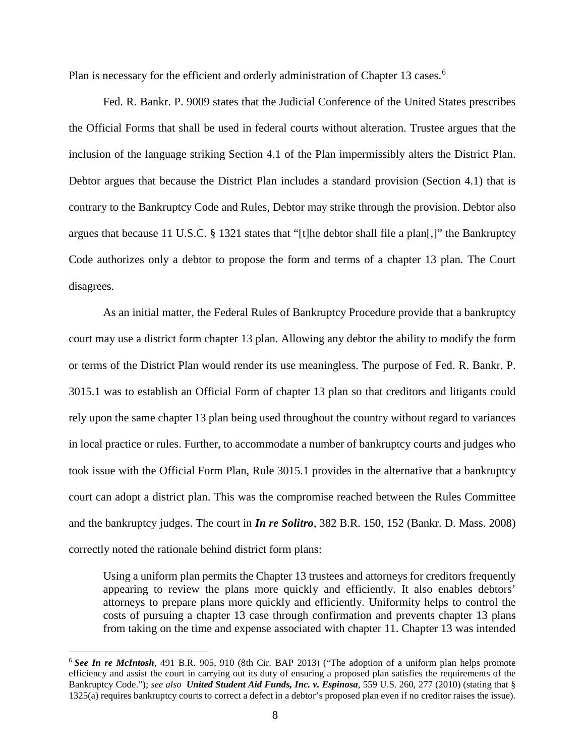Plan is necessary for the efficient and orderly administration of Chapter 13 cases.[6]

Fed. R. Bankr. P. 9009 states that the Judicial Conference of the United States prescribes the Official Forms that shall be used in federal courts without alteration. Trustee argues that the inclusion of the language striking Section 4.1 of the Plan impermissibly alters the District Plan. Debtor argues that because the District Plan includes a standard provision (Section 4.1) that is contrary to the Bankruptcy Code and Rules, Debtor may strike through the provision. Debtor also argues that because 11 U.S.C. § 1321 states that "[t]he debtor shall file a plan[,]" the Bankruptcy Code authorizes only a debtor to propose the form and terms of a chapter 13 plan. The Court disagrees.

As an initial matter, the Federal Rules of Bankruptcy Procedure provide that a bankruptcy court may use a district form chapter 13 plan. Allowing any debtor the ability to modify the form or terms of the District Plan would render its use meaningless. The purpose of Fed. R. Bankr. P. 3015.1 was to establish an Official Form of chapter 13 plan so that creditors and litigants could rely upon the same chapter 13 plan being used throughout the country without regard to variances in local practice or rules. Further, to accommodate a number of bankruptcy courts and judges who took issue with the Official Form Plan, Rule 3015.1 provides in the alternative that a bankruptcy court can adopt a district plan. This was the compromise reached between the Rules Committee and the bankruptcy judges. The court in ***In re Solitro***, 382 B.R. 150, 152 (Bankr. D. Mass. 2008) correctly noted the rationale behind district form plans:

> Using a uniform plan permits the Chapter 13 trustees and attorneys for creditors frequently appearing to review the plans more quickly and efficiently. It also enables debtors' attorneys to prepare plans more quickly and efficiently. Uniformity helps to control the costs of pursuing a chapter 13 case through confirmation and prevents chapter 13 plans from taking on the time and expense associated with chapter 11. Chapter 13 was intended

---

[6] ***See In re McIntosh***, 491 B.R. 905, 910 (8th Cir. BAP 2013) ("The adoption of a uniform plan helps promote efficiency and assist the court in carrying out its duty of ensuring a proposed plan satisfies the requirements of the Bankruptcy Code."); *see also* ***United Student Aid Funds, Inc. v. Espinosa***, 559 U.S. 260, 277 (2010) (stating that § 1325(a) requires bankruptcy courts to correct a defect in a debtor's proposed plan even if no creditor raises the issue).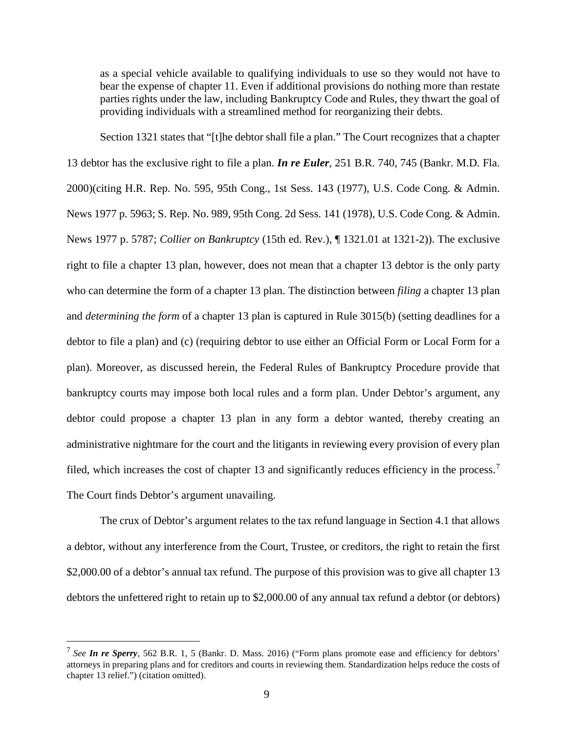as a special vehicle available to qualifying individuals to use so they would not have to bear the expense of chapter 11. Even if additional provisions do nothing more than restate parties rights under the law, including Bankruptcy Code and Rules, they thwart the goal of providing individuals with a streamlined method for reorganizing their debts.

Section 1321 states that "[t]he debtor shall file a plan." The Court recognizes that a chapter 13 debtor has the exclusive right to file a plan. ***In re Euler***, 251 B.R. 740, 745 (Bankr. M.D. Fla. 2000)(citing H.R. Rep. No. 595, 95th Cong., 1st Sess. 143 (1977), U.S. Code Cong. & Admin. News 1977 p. 5963; S. Rep. No. 989, 95th Cong. 2d Sess. 141 (1978), U.S. Code Cong. & Admin. News 1977 p. 5787; *Collier on Bankruptcy* (15th ed. Rev.), ¶ 1321.01 at 1321-2)). The exclusive right to file a chapter 13 plan, however, does not mean that a chapter 13 debtor is the only party who can determine the form of a chapter 13 plan. The distinction between *filing* a chapter 13 plan and *determining the form* of a chapter 13 plan is captured in Rule 3015(b) (setting deadlines for a debtor to file a plan) and (c) (requiring debtor to use either an Official Form or Local Form for a plan). Moreover, as discussed herein, the Federal Rules of Bankruptcy Procedure provide that bankruptcy courts may impose both local rules and a form plan. Under Debtor's argument, any debtor could propose a chapter 13 plan in any form a debtor wanted, thereby creating an administrative nightmare for the court and the litigants in reviewing every provision of every plan filed, which increases the cost of chapter 13 and significantly reduces efficiency in the process.[7] The Court finds Debtor's argument unavailing.

The crux of Debtor's argument relates to the tax refund language in Section 4.1 that allows a debtor, without any interference from the Court, Trustee, or creditors, the right to retain the first \$2,000.00 of a debtor's annual tax refund. The purpose of this provision was to give all chapter 13 debtors the unfettered right to retain up to \$2,000.00 of any annual tax refund a debtor (or debtors)

---

[7] *See* ***In re Sperry***, 562 B.R. 1, 5 (Bankr. D. Mass. 2016) ("Form plans promote ease and efficiency for debtors' attorneys in preparing plans and for creditors and courts in reviewing them. Standardization helps reduce the costs of chapter 13 relief.") (citation omitted).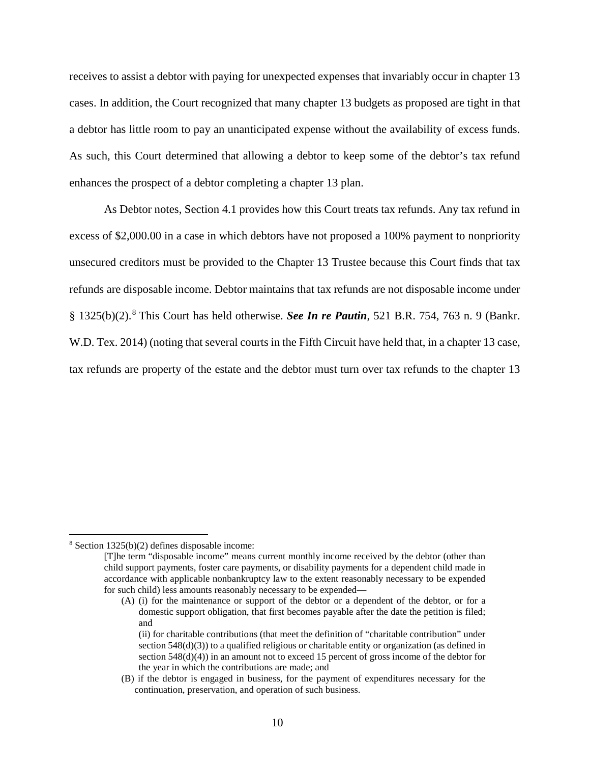receives to assist a debtor with paying for unexpected expenses that invariably occur in chapter 13 cases. In addition, the Court recognized that many chapter 13 budgets as proposed are tight in that a debtor has little room to pay an unanticipated expense without the availability of excess funds. As such, this Court determined that allowing a debtor to keep some of the debtor's tax refund enhances the prospect of a debtor completing a chapter 13 plan.

As Debtor notes, Section 4.1 provides how this Court treats tax refunds. Any tax refund in excess of $2,000.00 in a case in which debtors have not proposed a 100% payment to nonpriority unsecured creditors must be provided to the Chapter 13 Trustee because this Court finds that tax refunds are disposable income. Debtor maintains that tax refunds are not disposable income under § 1325(b)(2).[8] This Court has held otherwise. ***See In re Pautin***, 521 B.R. 754, 763 n. 9 (Bankr. W.D. Tex. 2014) (noting that several courts in the Fifth Circuit have held that, in a chapter 13 case, tax refunds are property of the estate and the debtor must turn over tax refunds to the chapter 13

---

[8] Section 1325(b)(2) defines disposable income:

> [T]he term "disposable income" means current monthly income received by the debtor (other than child support payments, foster care payments, or disability payments for a dependent child made in accordance with applicable nonbankruptcy law to the extent reasonably necessary to be expended for such child) less amounts reasonably necessary to be expended—
>
> (A) (i) for the maintenance or support of the debtor or a dependent of the debtor, or for a domestic support obligation, that first becomes payable after the date the petition is filed; and
>
> (ii) for charitable contributions (that meet the definition of "charitable contribution" under section 548(d)(3)) to a qualified religious or charitable entity or organization (as defined in section 548(d)(4)) in an amount not to exceed 15 percent of gross income of the debtor for the year in which the contributions are made; and
>
> (B) if the debtor is engaged in business, for the payment of expenditures necessary for the continuation, preservation, and operation of such business.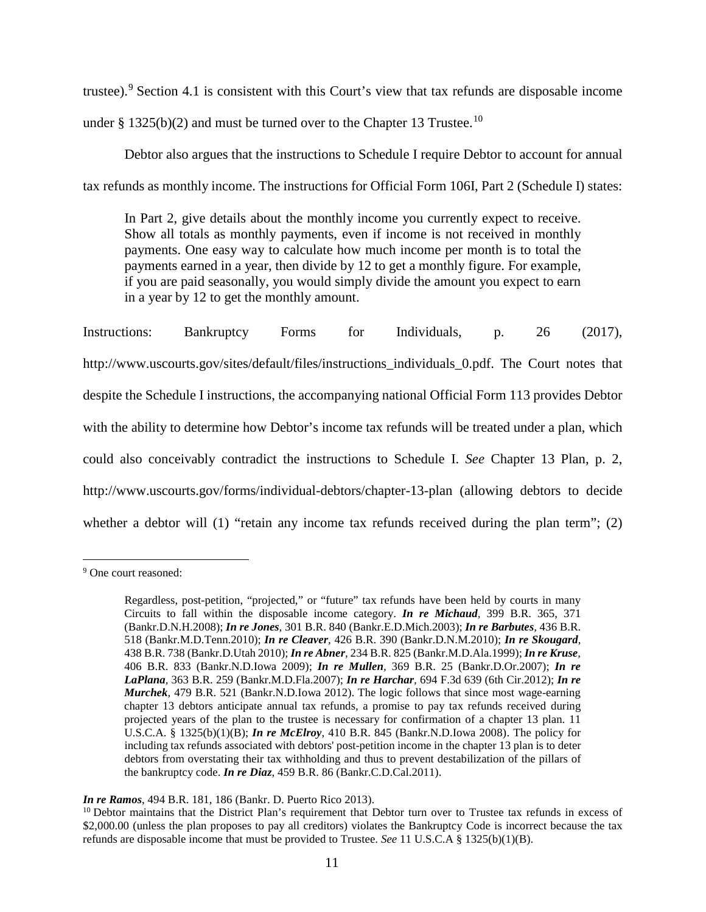trustee).[9] Section 4.1 is consistent with this Court's view that tax refunds are disposable income under § 1325(b)(2) and must be turned over to the Chapter 13 Trustee.[10]

Debtor also argues that the instructions to Schedule I require Debtor to account for annual tax refunds as monthly income. The instructions for Official Form 106I, Part 2 (Schedule I) states:

> In Part 2, give details about the monthly income you currently expect to receive. Show all totals as monthly payments, even if income is not received in monthly payments. One easy way to calculate how much income per month is to total the payments earned in a year, then divide by 12 to get a monthly figure. For example, if you are paid seasonally, you would simply divide the amount you expect to earn in a year by 12 to get the monthly amount.

Instructions: Bankruptcy Forms for Individuals, p. 26 (2017), http://www.uscourts.gov/sites/default/files/instructions_individuals_0.pdf. The Court notes that despite the Schedule I instructions, the accompanying national Official Form 113 provides Debtor with the ability to determine how Debtor's income tax refunds will be treated under a plan, which could also conceivably contradict the instructions to Schedule I. *See* Chapter 13 Plan, p. 2, http://www.uscourts.gov/forms/individual-debtors/chapter-13-plan (allowing debtors to decide whether a debtor will (1) "retain any income tax refunds received during the plan term"; (2)

---

[9] One court reasoned:

> Regardless, post-petition, "projected," or "future" tax refunds have been held by courts in many Circuits to fall within the disposable income category. ***In re Michaud***, 399 B.R. 365, 371 (Bankr.D.N.H.2008); ***In re Jones***, 301 B.R. 840 (Bankr.E.D.Mich.2003); ***In re Barbutes***, 436 B.R. 518 (Bankr.M.D.Tenn.2010); ***In re Cleaver***, 426 B.R. 390 (Bankr.D.N.M.2010); ***In re Skougard***, 438 B.R. 738 (Bankr.D.Utah 2010); ***In re Abner***, 234 B.R. 825 (Bankr.M.D.Ala.1999); ***In re Kruse***, 406 B.R. 833 (Bankr.N.D.Iowa 2009); ***In re Mullen***, 369 B.R. 25 (Bankr.D.Or.2007); ***In re LaPlana***, 363 B.R. 259 (Bankr.M.D.Fla.2007); ***In re Harchar***, 694 F.3d 639 (6th Cir.2012); ***In re Murchek***, 479 B.R. 521 (Bankr.N.D.Iowa 2012). The logic follows that since most wage-earning chapter 13 debtors anticipate annual tax refunds, a promise to pay tax refunds received during projected years of the plan to the trustee is necessary for confirmation of a chapter 13 plan. 11 U.S.C.A. § 1325(b)(1)(B); ***In re McElroy***, 410 B.R. 845 (Bankr.N.D.Iowa 2008). The policy for including tax refunds associated with debtors' post-petition income in the chapter 13 plan is to deter debtors from overstating their tax withholding and thus to prevent destabilization of the pillars of the bankruptcy code. ***In re Diaz***, 459 B.R. 86 (Bankr.C.D.Cal.2011).

***In re Ramos***, 494 B.R. 181, 186 (Bankr. D. Puerto Rico 2013).

[10] Debtor maintains that the District Plan's requirement that Debtor turn over to Trustee tax refunds in excess of $2,000.00 (unless the plan proposes to pay all creditors) violates the Bankruptcy Code is incorrect because the tax refunds are disposable income that must be provided to Trustee. *See* 11 U.S.C.A § 1325(b)(1)(B).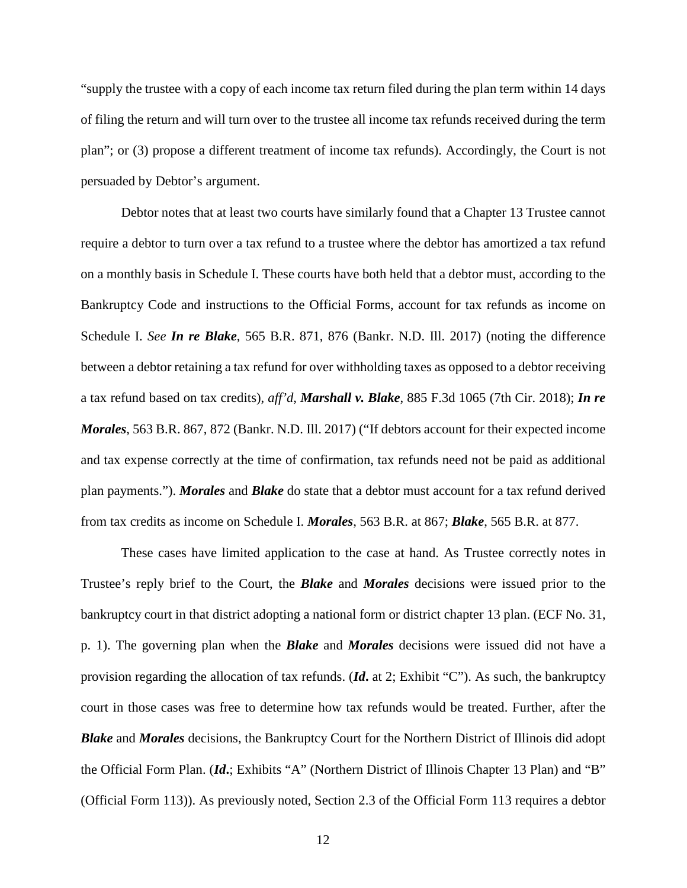"supply the trustee with a copy of each income tax return filed during the plan term within 14 days of filing the return and will turn over to the trustee all income tax refunds received during the term plan"; or (3) propose a different treatment of income tax refunds). Accordingly, the Court is not persuaded by Debtor's argument.

Debtor notes that at least two courts have similarly found that a Chapter 13 Trustee cannot require a debtor to turn over a tax refund to a trustee where the debtor has amortized a tax refund on a monthly basis in Schedule I. These courts have both held that a debtor must, according to the Bankruptcy Code and instructions to the Official Forms, account for tax refunds as income on Schedule I. *See* ***In re Blake***, 565 B.R. 871, 876 (Bankr. N.D. Ill. 2017) (noting the difference between a debtor retaining a tax refund for over withholding taxes as opposed to a debtor receiving a tax refund based on tax credits), *aff'd*, ***Marshall v. Blake***, 885 F.3d 1065 (7th Cir. 2018); ***In re Morales***, 563 B.R. 867, 872 (Bankr. N.D. Ill. 2017) ("If debtors account for their expected income and tax expense correctly at the time of confirmation, tax refunds need not be paid as additional plan payments."). ***Morales*** and ***Blake*** do state that a debtor must account for a tax refund derived from tax credits as income on Schedule I. ***Morales***, 563 B.R. at 867; ***Blake***, 565 B.R. at 877.

These cases have limited application to the case at hand. As Trustee correctly notes in Trustee's reply brief to the Court, the ***Blake*** and ***Morales*** decisions were issued prior to the bankruptcy court in that district adopting a national form or district chapter 13 plan. (ECF No. 31, p. 1). The governing plan when the ***Blake*** and ***Morales*** decisions were issued did not have a provision regarding the allocation of tax refunds. (***Id***. at 2; Exhibit "C"). As such, the bankruptcy court in those cases was free to determine how tax refunds would be treated. Further, after the ***Blake*** and ***Morales*** decisions, the Bankruptcy Court for the Northern District of Illinois did adopt the Official Form Plan. (***Id***.; Exhibits "A" (Northern District of Illinois Chapter 13 Plan) and "B" (Official Form 113)). As previously noted, Section 2.3 of the Official Form 113 requires a debtor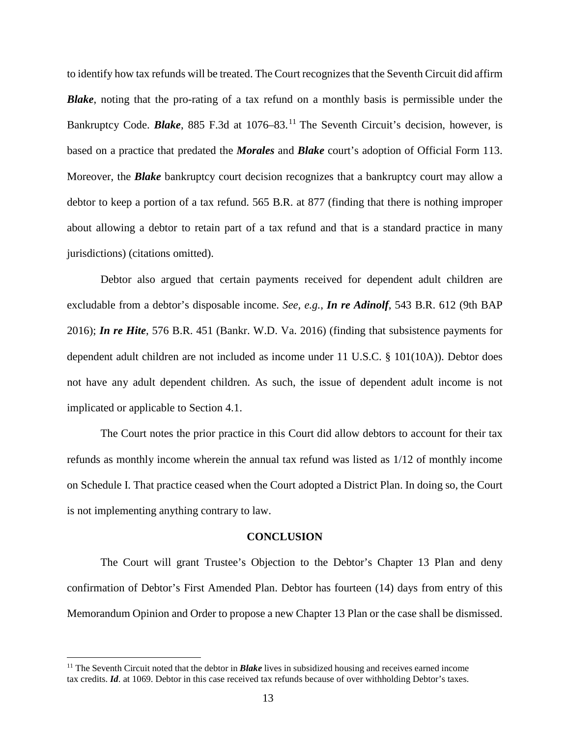to identify how tax refunds will be treated. The Court recognizes that the Seventh Circuit did affirm ***Blake***, noting that the pro-rating of a tax refund on a monthly basis is permissible under the Bankruptcy Code. ***Blake***, 885 F.3d at 1076–83.[11] The Seventh Circuit's decision, however, is based on a practice that predated the ***Morales*** and ***Blake*** court's adoption of Official Form 113. Moreover, the ***Blake*** bankruptcy court decision recognizes that a bankruptcy court may allow a debtor to keep a portion of a tax refund. 565 B.R. at 877 (finding that there is nothing improper about allowing a debtor to retain part of a tax refund and that is a standard practice in many jurisdictions) (citations omitted).

Debtor also argued that certain payments received for dependent adult children are excludable from a debtor's disposable income. *See, e.g.*, ***In re Adinolf***, 543 B.R. 612 (9th BAP 2016); ***In re Hite***, 576 B.R. 451 (Bankr. W.D. Va. 2016) (finding that subsistence payments for dependent adult children are not included as income under 11 U.S.C. § 101(10A)). Debtor does not have any adult dependent children. As such, the issue of dependent adult income is not implicated or applicable to Section 4.1.

The Court notes the prior practice in this Court did allow debtors to account for their tax refunds as monthly income wherein the annual tax refund was listed as 1/12 of monthly income on Schedule I. That practice ceased when the Court adopted a District Plan. In doing so, the Court is not implementing anything contrary to law.

## CONCLUSION

The Court will grant Trustee's Objection to the Debtor's Chapter 13 Plan and deny confirmation of Debtor's First Amended Plan. Debtor has fourteen (14) days from entry of this Memorandum Opinion and Order to propose a new Chapter 13 Plan or the case shall be dismissed.

---

[11] The Seventh Circuit noted that the debtor in ***Blake*** lives in subsidized housing and receives earned income tax credits. ***Id***. at 1069. Debtor in this case received tax refunds because of over withholding Debtor's taxes.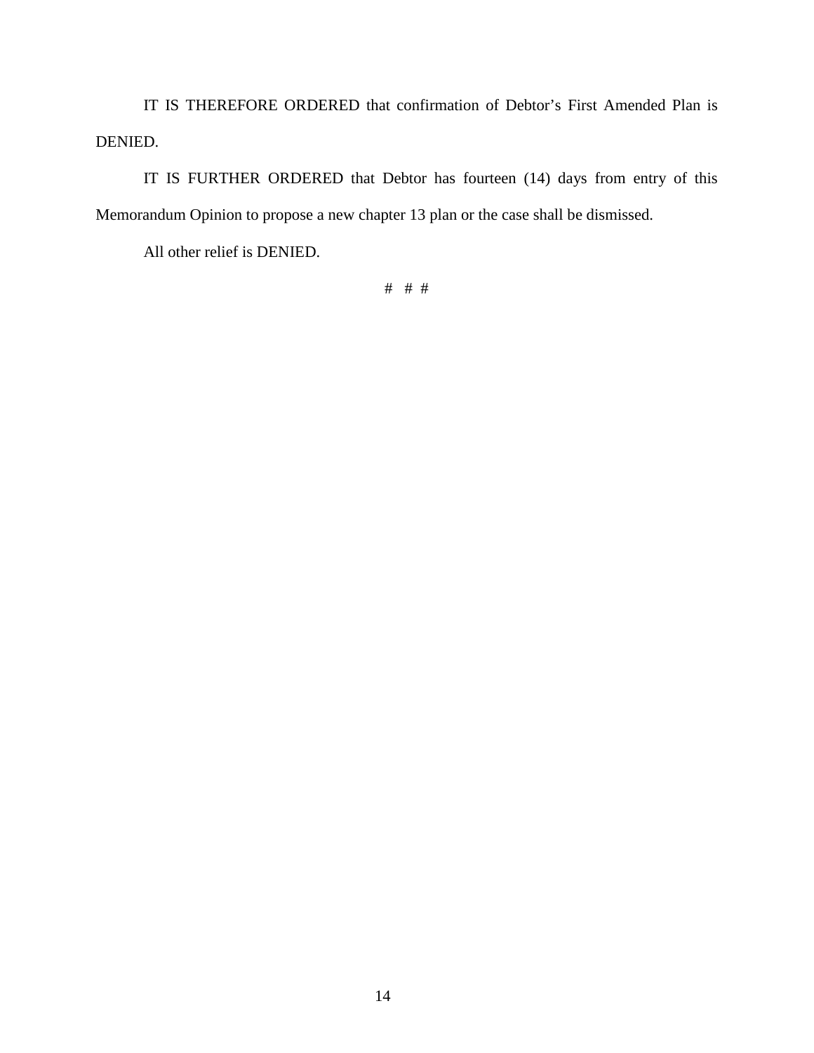IT IS THEREFORE ORDERED that confirmation of Debtor's First Amended Plan is DENIED.

IT IS FURTHER ORDERED that Debtor has fourteen (14) days from entry of this Memorandum Opinion to propose a new chapter 13 plan or the case shall be dismissed.

All other relief is DENIED.

# # #